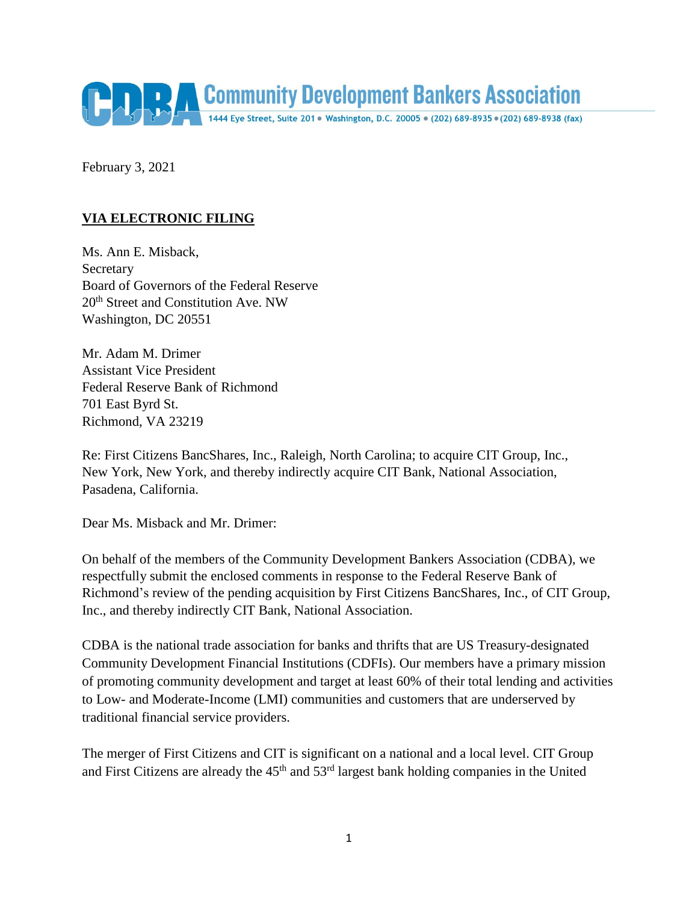**Community Development Bankers Association**

1444 Eye Street, Suite 201 • Washington, D.C. 20005 • (202) 689-8935 • (202) 689-8938 (fax)

February 3, 2021

**VIA ELECTRONIC FILING**

Ms. Ann E. Misback,
Secretary
Board of Governors of the Federal Reserve
20th Street and Constitution Ave. NW
Washington, DC 20551

Mr. Adam M. Drimer
Assistant Vice President
Federal Reserve Bank of Richmond
701 East Byrd St.
Richmond, VA 23219

Re: First Citizens BancShares, Inc., Raleigh, North Carolina; to acquire CIT Group, Inc., New York, New York, and thereby indirectly acquire CIT Bank, National Association, Pasadena, California.

Dear Ms. Misback and Mr. Drimer:

On behalf of the members of the Community Development Bankers Association (CDBA), we respectfully submit the enclosed comments in response to the Federal Reserve Bank of Richmond's review of the pending acquisition by First Citizens BancShares, Inc., of CIT Group, Inc., and thereby indirectly CIT Bank, National Association.

CDBA is the national trade association for banks and thrifts that are US Treasury-designated Community Development Financial Institutions (CDFIs). Our members have a primary mission of promoting community development and target at least 60% of their total lending and activities to Low- and Moderate-Income (LMI) communities and customers that are underserved by traditional financial service providers.

The merger of First Citizens and CIT is significant on a national and a local level. CIT Group and First Citizens are already the 45th and 53rd largest bank holding companies in the United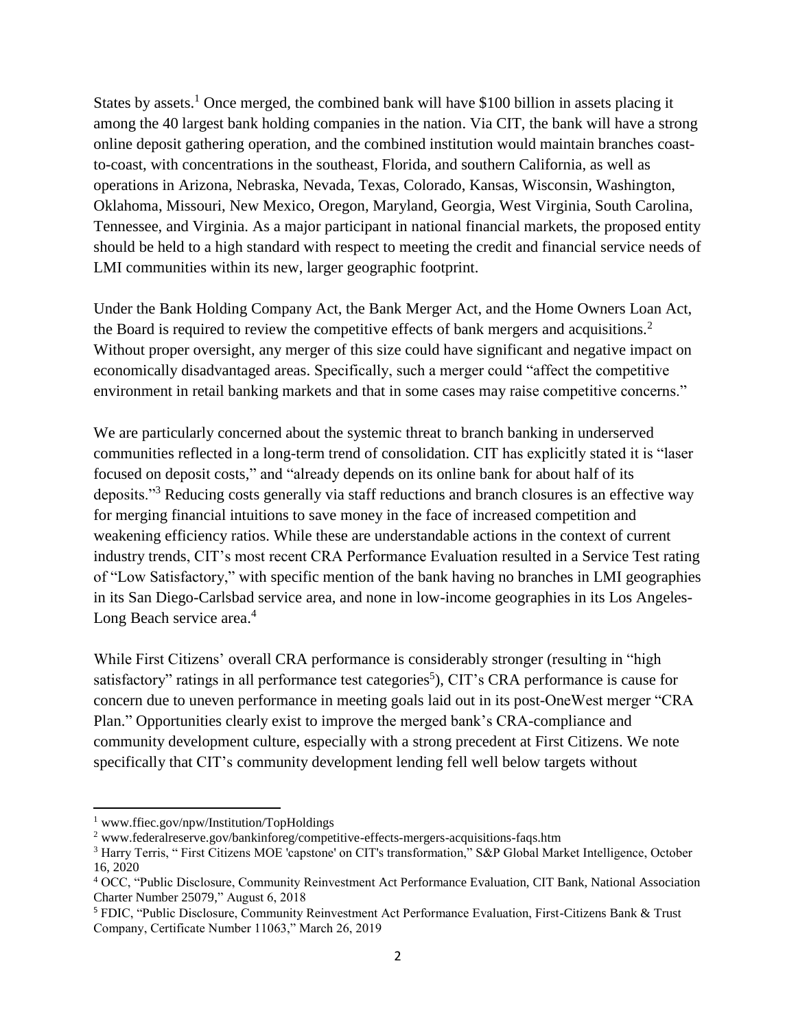States by assets.[1] Once merged, the combined bank will have $100 billion in assets placing it among the 40 largest bank holding companies in the nation. Via CIT, the bank will have a strong online deposit gathering operation, and the combined institution would maintain branches coast-to-coast, with concentrations in the southeast, Florida, and southern California, as well as operations in Arizona, Nebraska, Nevada, Texas, Colorado, Kansas, Wisconsin, Washington, Oklahoma, Missouri, New Mexico, Oregon, Maryland, Georgia, West Virginia, South Carolina, Tennessee, and Virginia. As a major participant in national financial markets, the proposed entity should be held to a high standard with respect to meeting the credit and financial service needs of LMI communities within its new, larger geographic footprint.

Under the Bank Holding Company Act, the Bank Merger Act, and the Home Owners Loan Act, the Board is required to review the competitive effects of bank mergers and acquisitions.[2] Without proper oversight, any merger of this size could have significant and negative impact on economically disadvantaged areas. Specifically, such a merger could "affect the competitive environment in retail banking markets and that in some cases may raise competitive concerns."

We are particularly concerned about the systemic threat to branch banking in underserved communities reflected in a long-term trend of consolidation. CIT has explicitly stated it is "laser focused on deposit costs," and "already depends on its online bank for about half of its deposits."[3] Reducing costs generally via staff reductions and branch closures is an effective way for merging financial intuitions to save money in the face of increased competition and weakening efficiency ratios. While these are understandable actions in the context of current industry trends, CIT's most recent CRA Performance Evaluation resulted in a Service Test rating of "Low Satisfactory," with specific mention of the bank having no branches in LMI geographies in its San Diego-Carlsbad service area, and none in low-income geographies in its Los Angeles-Long Beach service area.[4]

While First Citizens' overall CRA performance is considerably stronger (resulting in "high satisfactory" ratings in all performance test categories[5]), CIT's CRA performance is cause for concern due to uneven performance in meeting goals laid out in its post-OneWest merger "CRA Plan." Opportunities clearly exist to improve the merged bank's CRA-compliance and community development culture, especially with a strong precedent at First Citizens. We note specifically that CIT's community development lending fell well below targets without

---

[1] www.ffiec.gov/npw/Institution/TopHoldings

[2] www.federalreserve.gov/bankinforeg/competitive-effects-mergers-acquisitions-faqs.htm

[3] Harry Terris, " First Citizens MOE 'capstone' on CIT's transformation," S&P Global Market Intelligence, October 16, 2020

[4] OCC, "Public Disclosure, Community Reinvestment Act Performance Evaluation, CIT Bank, National Association Charter Number 25079," August 6, 2018

[5] FDIC, "Public Disclosure, Community Reinvestment Act Performance Evaluation, First-Citizens Bank & Trust Company, Certificate Number 11063," March 26, 2019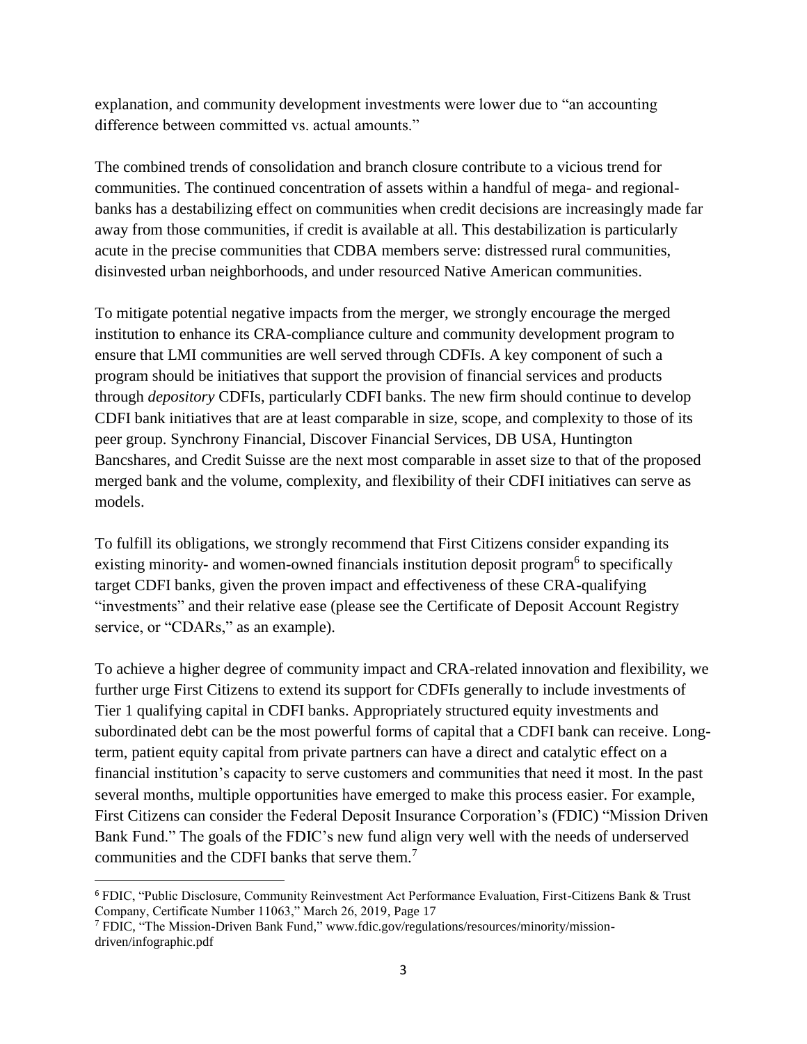explanation, and community development investments were lower due to "an accounting difference between committed vs. actual amounts."

The combined trends of consolidation and branch closure contribute to a vicious trend for communities. The continued concentration of assets within a handful of mega- and regional-banks has a destabilizing effect on communities when credit decisions are increasingly made far away from those communities, if credit is available at all. This destabilization is particularly acute in the precise communities that CDBA members serve: distressed rural communities, disinvested urban neighborhoods, and under resourced Native American communities.

To mitigate potential negative impacts from the merger, we strongly encourage the merged institution to enhance its CRA-compliance culture and community development program to ensure that LMI communities are well served through CDFIs. A key component of such a program should be initiatives that support the provision of financial services and products through *depository* CDFIs, particularly CDFI banks. The new firm should continue to develop CDFI bank initiatives that are at least comparable in size, scope, and complexity to those of its peer group. Synchrony Financial, Discover Financial Services, DB USA, Huntington Bancshares, and Credit Suisse are the next most comparable in asset size to that of the proposed merged bank and the volume, complexity, and flexibility of their CDFI initiatives can serve as models.

To fulfill its obligations, we strongly recommend that First Citizens consider expanding its existing minority- and women-owned financials institution deposit program[6] to specifically target CDFI banks, given the proven impact and effectiveness of these CRA-qualifying "investments" and their relative ease (please see the Certificate of Deposit Account Registry service, or "CDARs," as an example).

To achieve a higher degree of community impact and CRA-related innovation and flexibility, we further urge First Citizens to extend its support for CDFIs generally to include investments of Tier 1 qualifying capital in CDFI banks. Appropriately structured equity investments and subordinated debt can be the most powerful forms of capital that a CDFI bank can receive. Long-term, patient equity capital from private partners can have a direct and catalytic effect on a financial institution's capacity to serve customers and communities that need it most. In the past several months, multiple opportunities have emerged to make this process easier. For example, First Citizens can consider the Federal Deposit Insurance Corporation's (FDIC) "Mission Driven Bank Fund." The goals of the FDIC's new fund align very well with the needs of underserved communities and the CDFI banks that serve them.[7]

[6] FDIC, "Public Disclosure, Community Reinvestment Act Performance Evaluation, First-Citizens Bank & Trust Company, Certificate Number 11063," March 26, 2019, Page 17

[7] FDIC, "The Mission-Driven Bank Fund," www.fdic.gov/regulations/resources/minority/mission-driven/infographic.pdf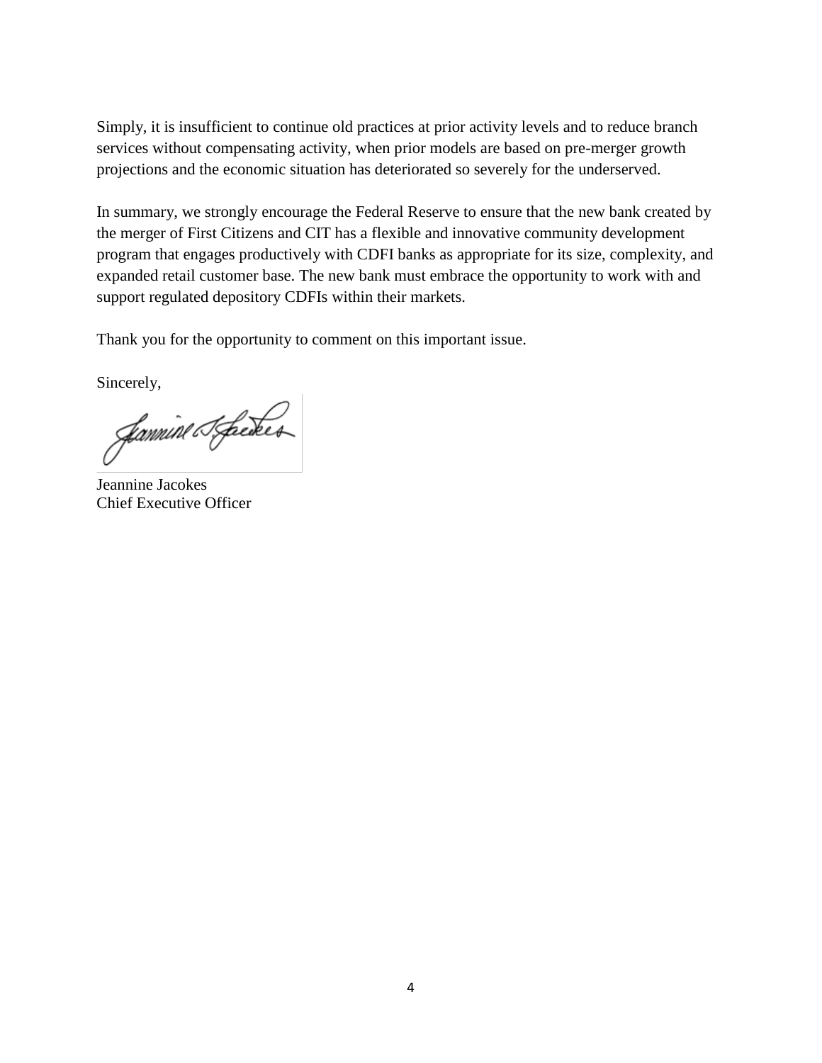Simply, it is insufficient to continue old practices at prior activity levels and to reduce branch services without compensating activity, when prior models are based on pre-merger growth projections and the economic situation has deteriorated so severely for the underserved.

In summary, we strongly encourage the Federal Reserve to ensure that the new bank created by the merger of First Citizens and CIT has a flexible and innovative community development program that engages productively with CDFI banks as appropriate for its size, complexity, and expanded retail customer base. The new bank must embrace the opportunity to work with and support regulated depository CDFIs within their markets.

Thank you for the opportunity to comment on this important issue.

Sincerely,

Jeannine Jacokes
Chief Executive Officer